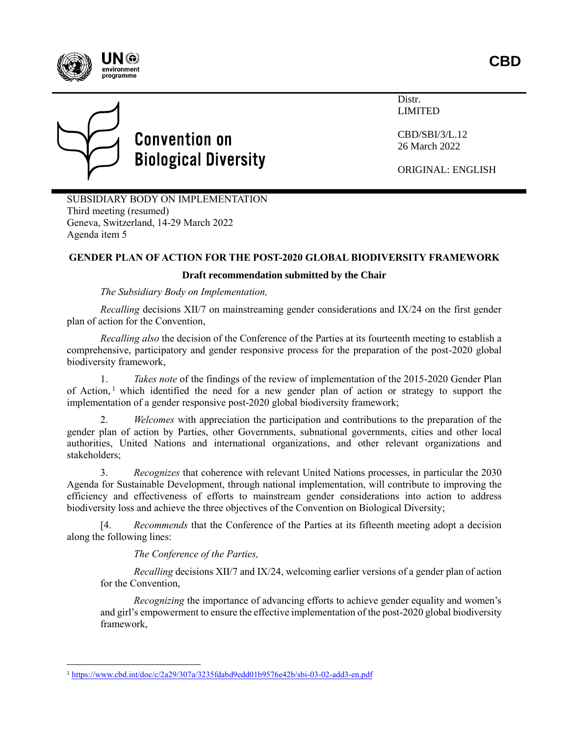**CBD**

Distr.
LIMITED

CBD/SBI/3/L.12
26 March 2022

ORIGINAL: ENGLISH

**Convention on Biological Diversity**

SUBSIDIARY BODY ON IMPLEMENTATION
Third meeting (resumed)
Geneva, Switzerland, 14-29 March 2022
Agenda item 5

## GENDER PLAN OF ACTION FOR THE POST-2020 GLOBAL BIODIVERSITY FRAMEWORK

### Draft recommendation submitted by the Chair

*The Subsidiary Body on Implementation,*

*Recalling* decisions XII/7 on mainstreaming gender considerations and IX/24 on the first gender plan of action for the Convention,

*Recalling also* the decision of the Conference of the Parties at its fourteenth meeting to establish a comprehensive, participatory and gender responsive process for the preparation of the post-2020 global biodiversity framework,

1. *Takes note* of the findings of the review of implementation of the 2015-2020 Gender Plan of Action,[1] which identified the need for a new gender plan of action or strategy to support the implementation of a gender responsive post-2020 global biodiversity framework;

2. *Welcomes* with appreciation the participation and contributions to the preparation of the gender plan of action by Parties, other Governments, subnational governments, cities and other local authorities, United Nations and international organizations, and other relevant organizations and stakeholders;

3. *Recognizes* that coherence with relevant United Nations processes, in particular the 2030 Agenda for Sustainable Development, through national implementation, will contribute to improving the efficiency and effectiveness of efforts to mainstream gender considerations into action to address biodiversity loss and achieve the three objectives of the Convention on Biological Diversity;

[4. *Recommends* that the Conference of the Parties at its fifteenth meeting adopt a decision along the following lines:

> *The Conference of the Parties,*
>
> *Recalling* decisions XII/7 and IX/24, welcoming earlier versions of a gender plan of action for the Convention,
>
> *Recognizing* the importance of advancing efforts to achieve gender equality and women's and girl's empowerment to ensure the effective implementation of the post-2020 global biodiversity framework,

---

[1] https://www.cbd.int/doc/c/2a29/307a/3235fdabd9edd01b9576e42b/sbi-03-02-add3-en.pdf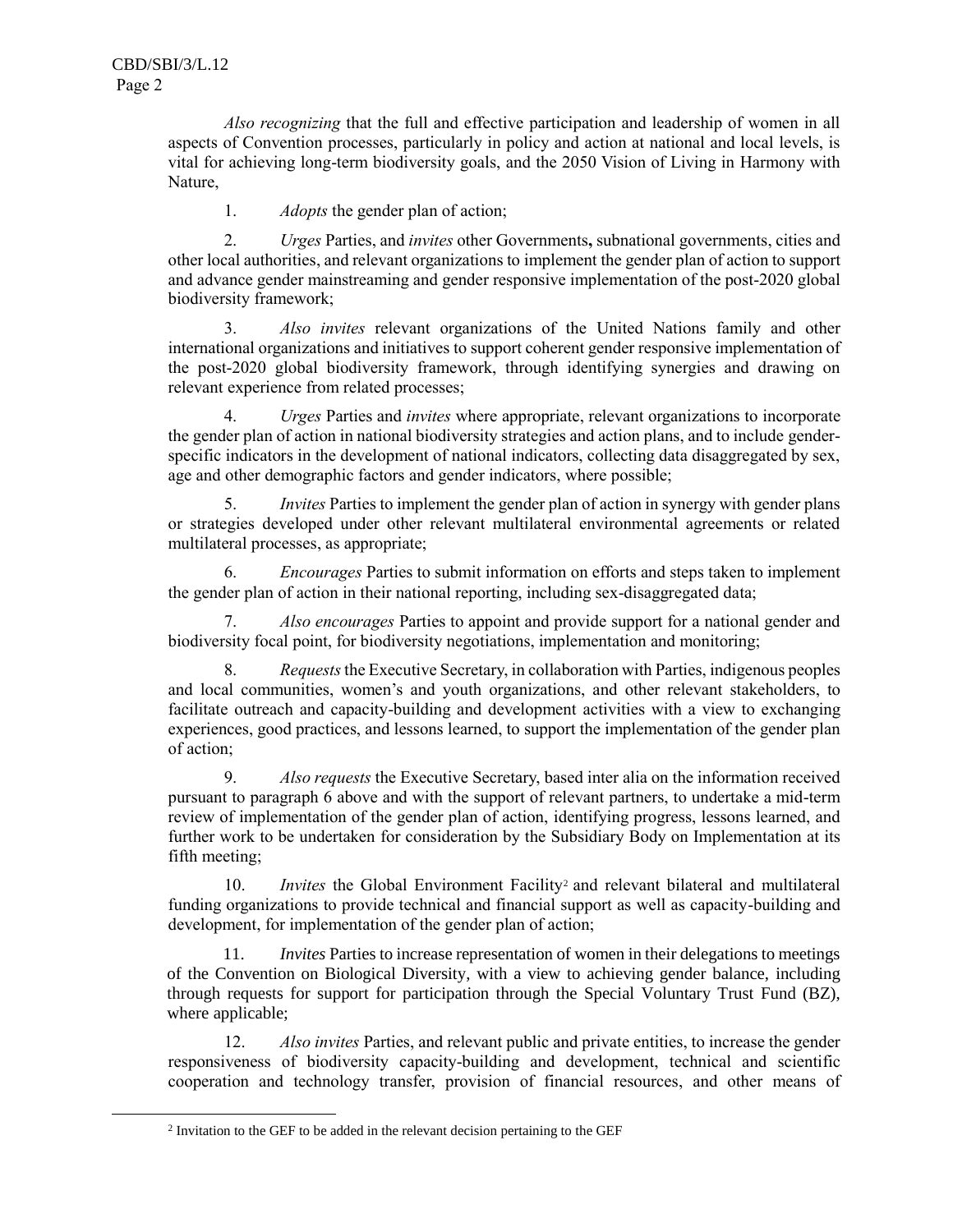*Also recognizing* that the full and effective participation and leadership of women in all aspects of Convention processes, particularly in policy and action at national and local levels, is vital for achieving long-term biodiversity goals, and the 2050 Vision of Living in Harmony with Nature,

1. *Adopts* the gender plan of action;

2. *Urges* Parties, and *invites* other Governments**,** subnational governments, cities and other local authorities, and relevant organizations to implement the gender plan of action to support and advance gender mainstreaming and gender responsive implementation of the post-2020 global biodiversity framework;

3. *Also invites* relevant organizations of the United Nations family and other international organizations and initiatives to support coherent gender responsive implementation of the post-2020 global biodiversity framework, through identifying synergies and drawing on relevant experience from related processes;

4. *Urges* Parties and *invites* where appropriate, relevant organizations to incorporate the gender plan of action in national biodiversity strategies and action plans, and to include gender-specific indicators in the development of national indicators, collecting data disaggregated by sex, age and other demographic factors and gender indicators, where possible;

5. *Invites* Parties to implement the gender plan of action in synergy with gender plans or strategies developed under other relevant multilateral environmental agreements or related multilateral processes, as appropriate;

6. *Encourages* Parties to submit information on efforts and steps taken to implement the gender plan of action in their national reporting, including sex-disaggregated data;

7. *Also encourages* Parties to appoint and provide support for a national gender and biodiversity focal point, for biodiversity negotiations, implementation and monitoring;

8. *Requests* the Executive Secretary, in collaboration with Parties, indigenous peoples and local communities, women's and youth organizations, and other relevant stakeholders, to facilitate outreach and capacity-building and development activities with a view to exchanging experiences, good practices, and lessons learned, to support the implementation of the gender plan of action;

9. *Also requests* the Executive Secretary, based inter alia on the information received pursuant to paragraph 6 above and with the support of relevant partners, to undertake a mid-term review of implementation of the gender plan of action, identifying progress, lessons learned, and further work to be undertaken for consideration by the Subsidiary Body on Implementation at its fifth meeting;

10. *Invites* the Global Environment Facility[2] and relevant bilateral and multilateral funding organizations to provide technical and financial support as well as capacity-building and development, for implementation of the gender plan of action;

11. *Invites* Parties to increase representation of women in their delegations to meetings of the Convention on Biological Diversity, with a view to achieving gender balance, including through requests for support for participation through the Special Voluntary Trust Fund (BZ), where applicable;

12. *Also invites* Parties, and relevant public and private entities, to increase the gender responsiveness of biodiversity capacity-building and development, technical and scientific cooperation and technology transfer, provision of financial resources, and other means of

[2] Invitation to the GEF to be added in the relevant decision pertaining to the GEF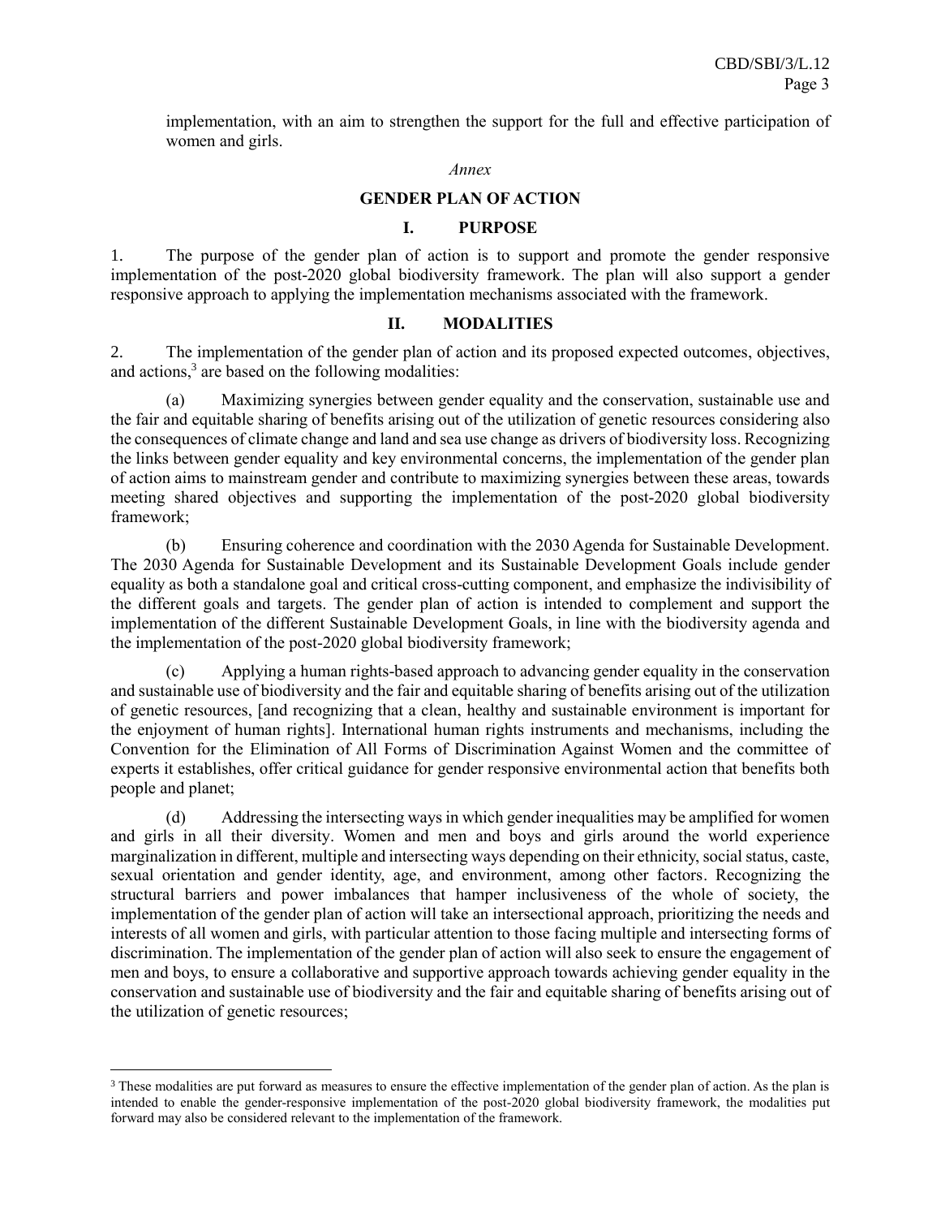implementation, with an aim to strengthen the support for the full and effective participation of women and girls.

*Annex*

## GENDER PLAN OF ACTION

### I. PURPOSE

1. The purpose of the gender plan of action is to support and promote the gender responsive implementation of the post-2020 global biodiversity framework. The plan will also support a gender responsive approach to applying the implementation mechanisms associated with the framework.

### II. MODALITIES

2. The implementation of the gender plan of action and its proposed expected outcomes, objectives, and actions,[3] are based on the following modalities:

(a) Maximizing synergies between gender equality and the conservation, sustainable use and the fair and equitable sharing of benefits arising out of the utilization of genetic resources considering also the consequences of climate change and land and sea use change as drivers of biodiversity loss. Recognizing the links between gender equality and key environmental concerns, the implementation of the gender plan of action aims to mainstream gender and contribute to maximizing synergies between these areas, towards meeting shared objectives and supporting the implementation of the post-2020 global biodiversity framework;

(b) Ensuring coherence and coordination with the 2030 Agenda for Sustainable Development. The 2030 Agenda for Sustainable Development and its Sustainable Development Goals include gender equality as both a standalone goal and critical cross-cutting component, and emphasize the indivisibility of the different goals and targets. The gender plan of action is intended to complement and support the implementation of the different Sustainable Development Goals, in line with the biodiversity agenda and the implementation of the post-2020 global biodiversity framework;

(c) Applying a human rights-based approach to advancing gender equality in the conservation and sustainable use of biodiversity and the fair and equitable sharing of benefits arising out of the utilization of genetic resources, [and recognizing that a clean, healthy and sustainable environment is important for the enjoyment of human rights]. International human rights instruments and mechanisms, including the Convention for the Elimination of All Forms of Discrimination Against Women and the committee of experts it establishes, offer critical guidance for gender responsive environmental action that benefits both people and planet;

(d) Addressing the intersecting ways in which gender inequalities may be amplified for women and girls in all their diversity. Women and men and boys and girls around the world experience marginalization in different, multiple and intersecting ways depending on their ethnicity, social status, caste, sexual orientation and gender identity, age, and environment, among other factors. Recognizing the structural barriers and power imbalances that hamper inclusiveness of the whole of society, the implementation of the gender plan of action will take an intersectional approach, prioritizing the needs and interests of all women and girls, with particular attention to those facing multiple and intersecting forms of discrimination. The implementation of the gender plan of action will also seek to ensure the engagement of men and boys, to ensure a collaborative and supportive approach towards achieving gender equality in the conservation and sustainable use of biodiversity and the fair and equitable sharing of benefits arising out of the utilization of genetic resources;

---

[3] These modalities are put forward as measures to ensure the effective implementation of the gender plan of action. As the plan is intended to enable the gender-responsive implementation of the post-2020 global biodiversity framework, the modalities put forward may also be considered relevant to the implementation of the framework.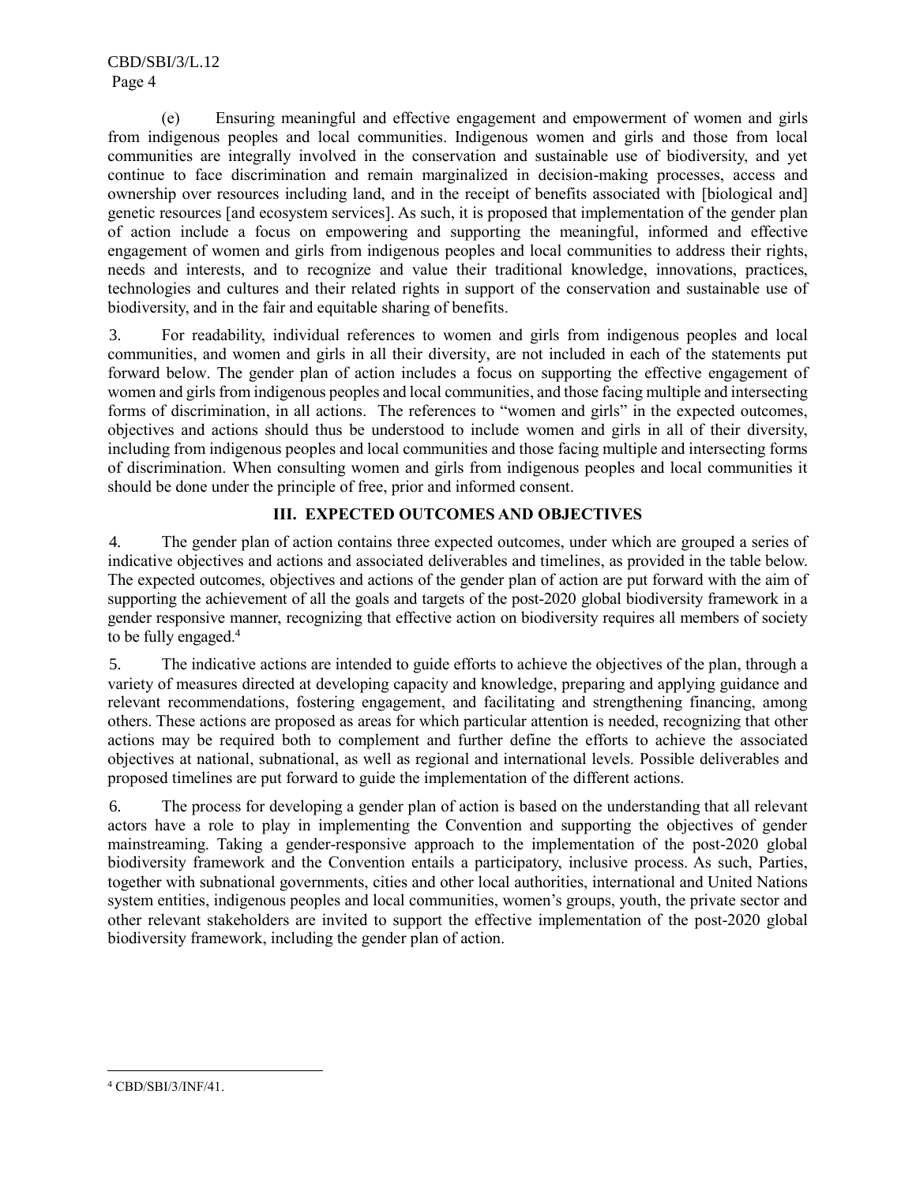(e) Ensuring meaningful and effective engagement and empowerment of women and girls from indigenous peoples and local communities. Indigenous women and girls and those from local communities are integrally involved in the conservation and sustainable use of biodiversity, and yet continue to face discrimination and remain marginalized in decision-making processes, access and ownership over resources including land, and in the receipt of benefits associated with [biological and] genetic resources [and ecosystem services]. As such, it is proposed that implementation of the gender plan of action include a focus on empowering and supporting the meaningful, informed and effective engagement of women and girls from indigenous peoples and local communities to address their rights, needs and interests, and to recognize and value their traditional knowledge, innovations, practices, technologies and cultures and their related rights in support of the conservation and sustainable use of biodiversity, and in the fair and equitable sharing of benefits.

3. For readability, individual references to women and girls from indigenous peoples and local communities, and women and girls in all their diversity, are not included in each of the statements put forward below. The gender plan of action includes a focus on supporting the effective engagement of women and girls from indigenous peoples and local communities, and those facing multiple and intersecting forms of discrimination, in all actions. The references to "women and girls" in the expected outcomes, objectives and actions should thus be understood to include women and girls in all of their diversity, including from indigenous peoples and local communities and those facing multiple and intersecting forms of discrimination. When consulting women and girls from indigenous peoples and local communities it should be done under the principle of free, prior and informed consent.

## III. EXPECTED OUTCOMES AND OBJECTIVES

4. The gender plan of action contains three expected outcomes, under which are grouped a series of indicative objectives and actions and associated deliverables and timelines, as provided in the table below. The expected outcomes, objectives and actions of the gender plan of action are put forward with the aim of supporting the achievement of all the goals and targets of the post-2020 global biodiversity framework in a gender responsive manner, recognizing that effective action on biodiversity requires all members of society to be fully engaged.[4]

5. The indicative actions are intended to guide efforts to achieve the objectives of the plan, through a variety of measures directed at developing capacity and knowledge, preparing and applying guidance and relevant recommendations, fostering engagement, and facilitating and strengthening financing, among others. These actions are proposed as areas for which particular attention is needed, recognizing that other actions may be required both to complement and further define the efforts to achieve the associated objectives at national, subnational, as well as regional and international levels. Possible deliverables and proposed timelines are put forward to guide the implementation of the different actions.

6. The process for developing a gender plan of action is based on the understanding that all relevant actors have a role to play in implementing the Convention and supporting the objectives of gender mainstreaming. Taking a gender-responsive approach to the implementation of the post-2020 global biodiversity framework and the Convention entails a participatory, inclusive process. As such, Parties, together with subnational governments, cities and other local authorities, international and United Nations system entities, indigenous peoples and local communities, women's groups, youth, the private sector and other relevant stakeholders are invited to support the effective implementation of the post-2020 global biodiversity framework, including the gender plan of action.

[4] CBD/SBI/3/INF/41.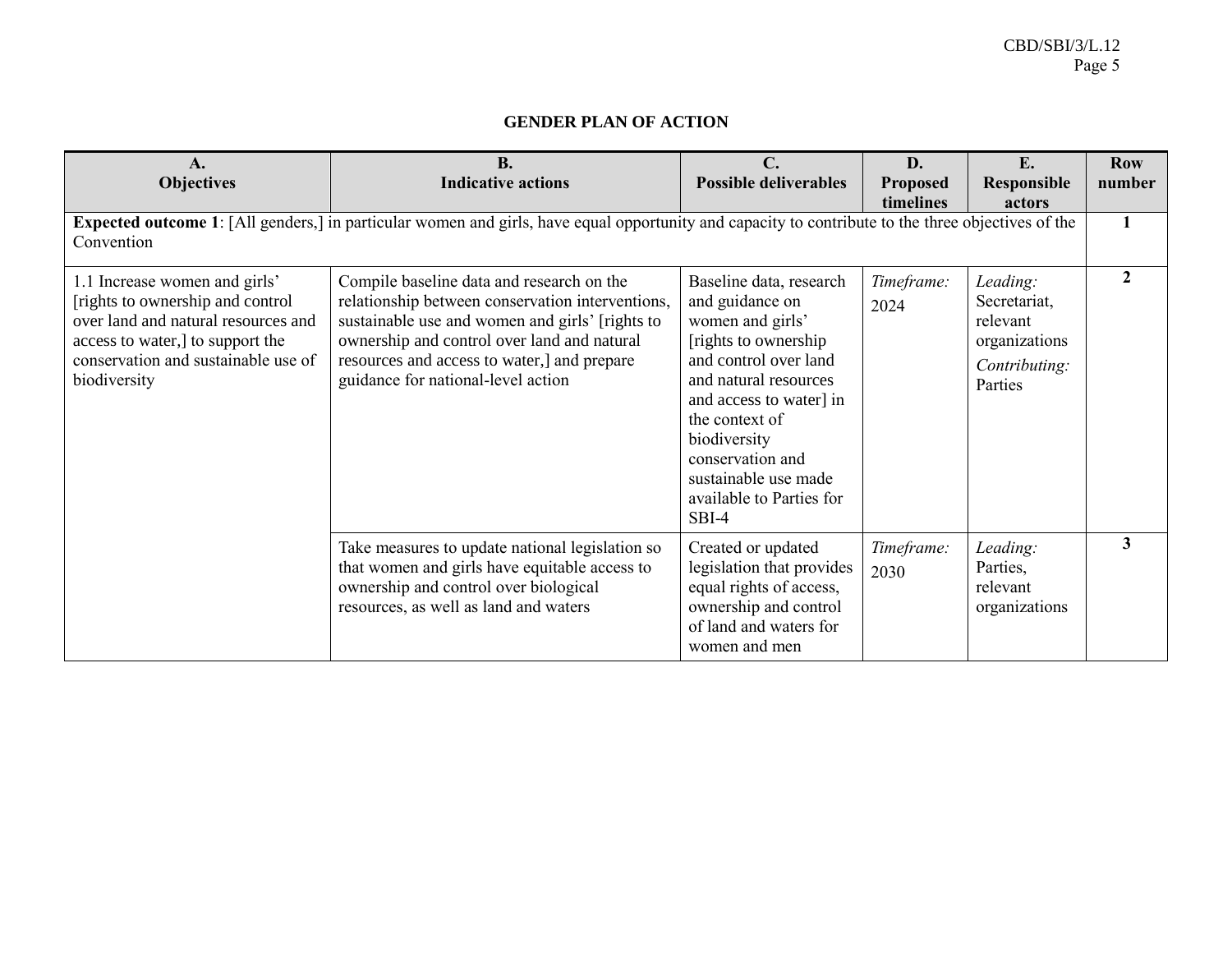## GENDER PLAN OF ACTION

| A. Objectives | B. Indicative actions | C. Possible deliverables | D. Proposed timelines | E. Responsible actors | Row number |
|---|---|---|---|---|---|
| **Expected outcome 1**: [All genders,] in particular women and girls, have equal opportunity and capacity to contribute to the three objectives of the Convention | | | | | **1** |
| 1.1 Increase women and girls' [rights to ownership and control over land and natural resources and access to water,] to support the conservation and sustainable use of biodiversity | Compile baseline data and research on the relationship between conservation interventions, sustainable use and women and girls' [rights to ownership and control over land and natural resources and access to water,] and prepare guidance for national-level action | Baseline data, research and guidance on women and girls' [rights to ownership and control over land and natural resources and access to water] in the context of biodiversity conservation and sustainable use made available to Parties for SBI-4 | *Timeframe:* 2024 | *Leading:* Secretariat, relevant organizations *Contributing:* Parties | **2** |
| | Take measures to update national legislation so that women and girls have equitable access to ownership and control over biological resources, as well as land and waters | Created or updated legislation that provides equal rights of access, ownership and control of land and waters for women and men | *Timeframe:* 2030 | *Leading:* Parties, relevant organizations | **3** |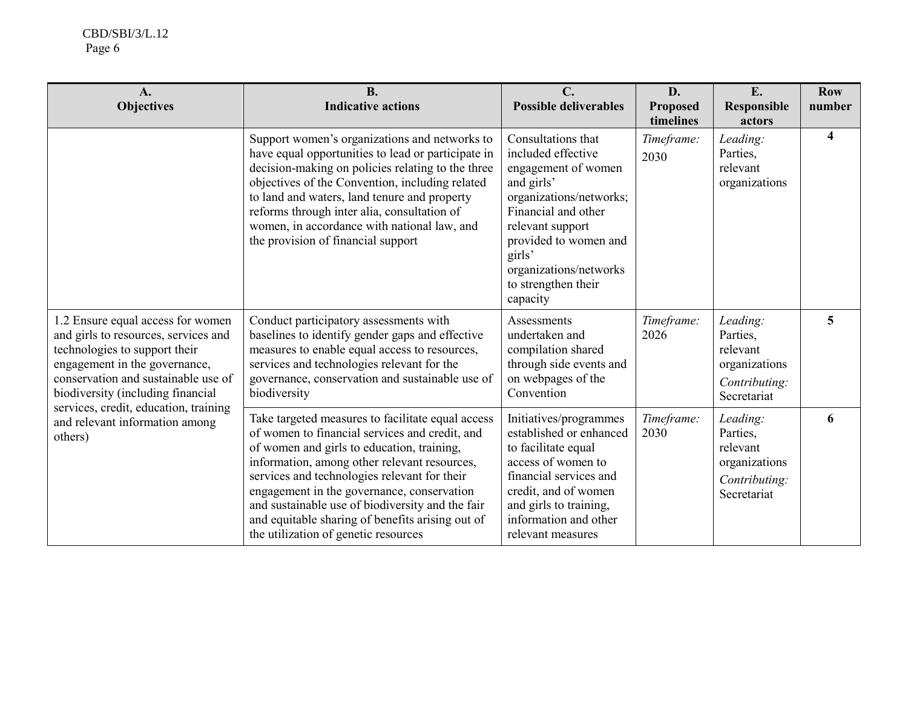| A. Objectives | B. Indicative actions | C. Possible deliverables | D. Proposed timelines | E. Responsible actors | Row number |
|---|---|---|---|---|---|
| | Support women's organizations and networks to have equal opportunities to lead or participate in decision-making on policies relating to the three objectives of the Convention, including related to land and waters, land tenure and property reforms through inter alia, consultation of women, in accordance with national law, and the provision of financial support | Consultations that included effective engagement of women and girls' organizations/networks; Financial and other relevant support provided to women and girls' organizations/networks to strengthen their capacity | *Timeframe:* 2030 | *Leading:* Parties, relevant organizations | **4** |
| 1.2 Ensure equal access for women and girls to resources, services and technologies to support their engagement in the governance, conservation and sustainable use of biodiversity (including financial services, credit, education, training and relevant information among others) | Conduct participatory assessments with baselines to identify gender gaps and effective measures to enable equal access to resources, services and technologies relevant for the governance, conservation and sustainable use of biodiversity | Assessments undertaken and compilation shared through side events and on webpages of the Convention | *Timeframe:* 2026 | *Leading:* Parties, relevant organizations *Contributing:* Secretariat | **5** |
| | Take targeted measures to facilitate equal access of women to financial services and credit, and of women and girls to education, training, information, among other relevant resources, services and technologies relevant for their engagement in the governance, conservation and sustainable use of biodiversity and the fair and equitable sharing of benefits arising out of the utilization of genetic resources | Initiatives/programmes established or enhanced to facilitate equal access of women to financial services and credit, and of women and girls to training, information and other relevant measures | *Timeframe:* 2030 | *Leading:* Parties, relevant organizations *Contributing:* Secretariat | **6** |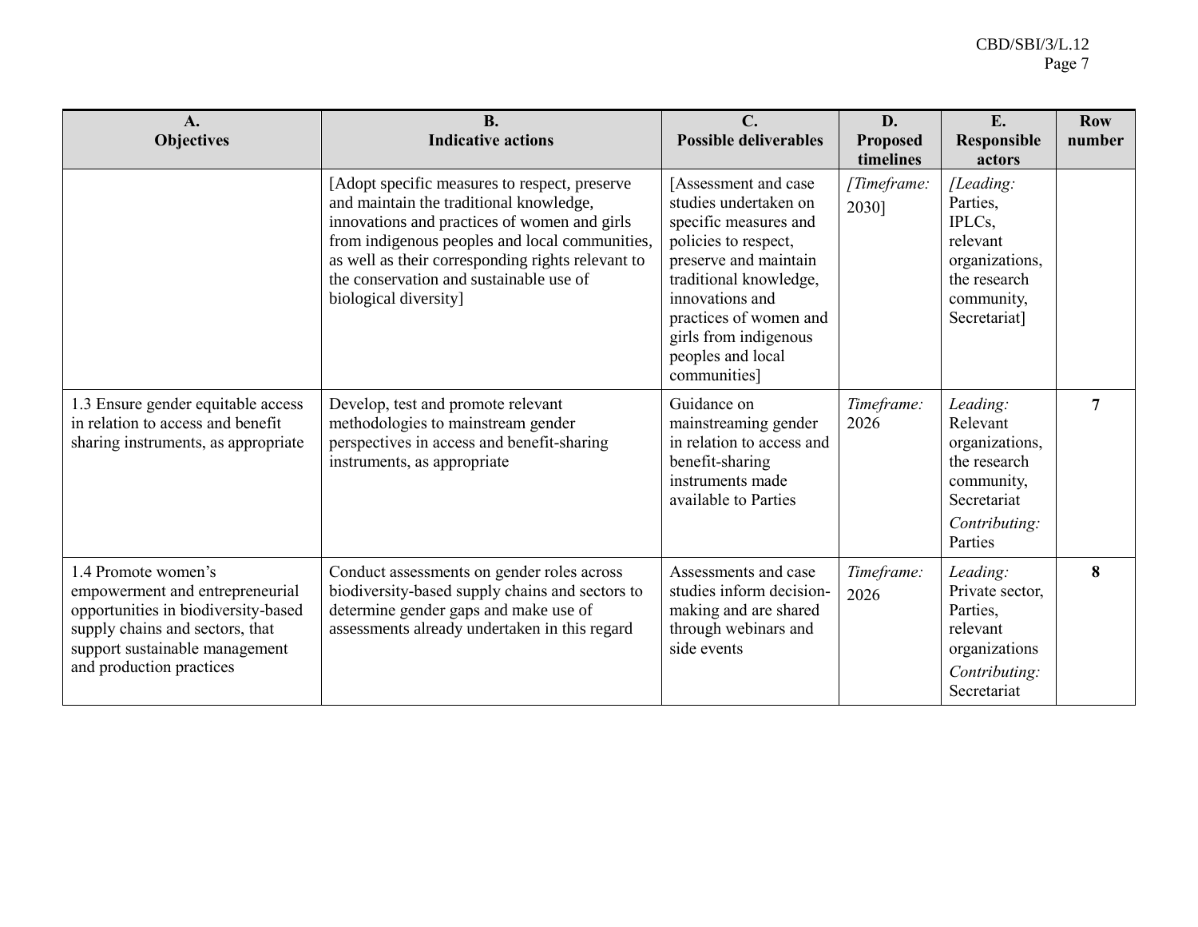| A. Objectives | B. Indicative actions | C. Possible deliverables | D. Proposed timelines | E. Responsible actors | Row number |
|---|---|---|---|---|---|
| | [Adopt specific measures to respect, preserve and maintain the traditional knowledge, innovations and practices of women and girls from indigenous peoples and local communities, as well as their corresponding rights relevant to the conservation and sustainable use of biological diversity] | [Assessment and case studies undertaken on specific measures and policies to respect, preserve and maintain traditional knowledge, innovations and practices of women and girls from indigenous peoples and local communities] | *[Timeframe:* 2030] | *[Leading:* Parties, IPLCs, relevant organizations, the research community, Secretariat] | |
| 1.3 Ensure gender equitable access in relation to access and benefit sharing instruments, as appropriate | Develop, test and promote relevant methodologies to mainstream gender perspectives in access and benefit-sharing instruments, as appropriate | Guidance on mainstreaming gender in relation to access and benefit-sharing instruments made available to Parties | *Timeframe:* 2026 | *Leading:* Relevant organizations, the research community, Secretariat<br>*Contributing:* Parties | **7** |
| 1.4 Promote women's empowerment and entrepreneurial opportunities in biodiversity-based supply chains and sectors, that support sustainable management and production practices | Conduct assessments on gender roles across biodiversity-based supply chains and sectors to determine gender gaps and make use of assessments already undertaken in this regard | Assessments and case studies inform decision-making and are shared through webinars and side events | *Timeframe:* 2026 | *Leading:* Private sector, Parties, relevant organizations<br>*Contributing:* Secretariat | **8** |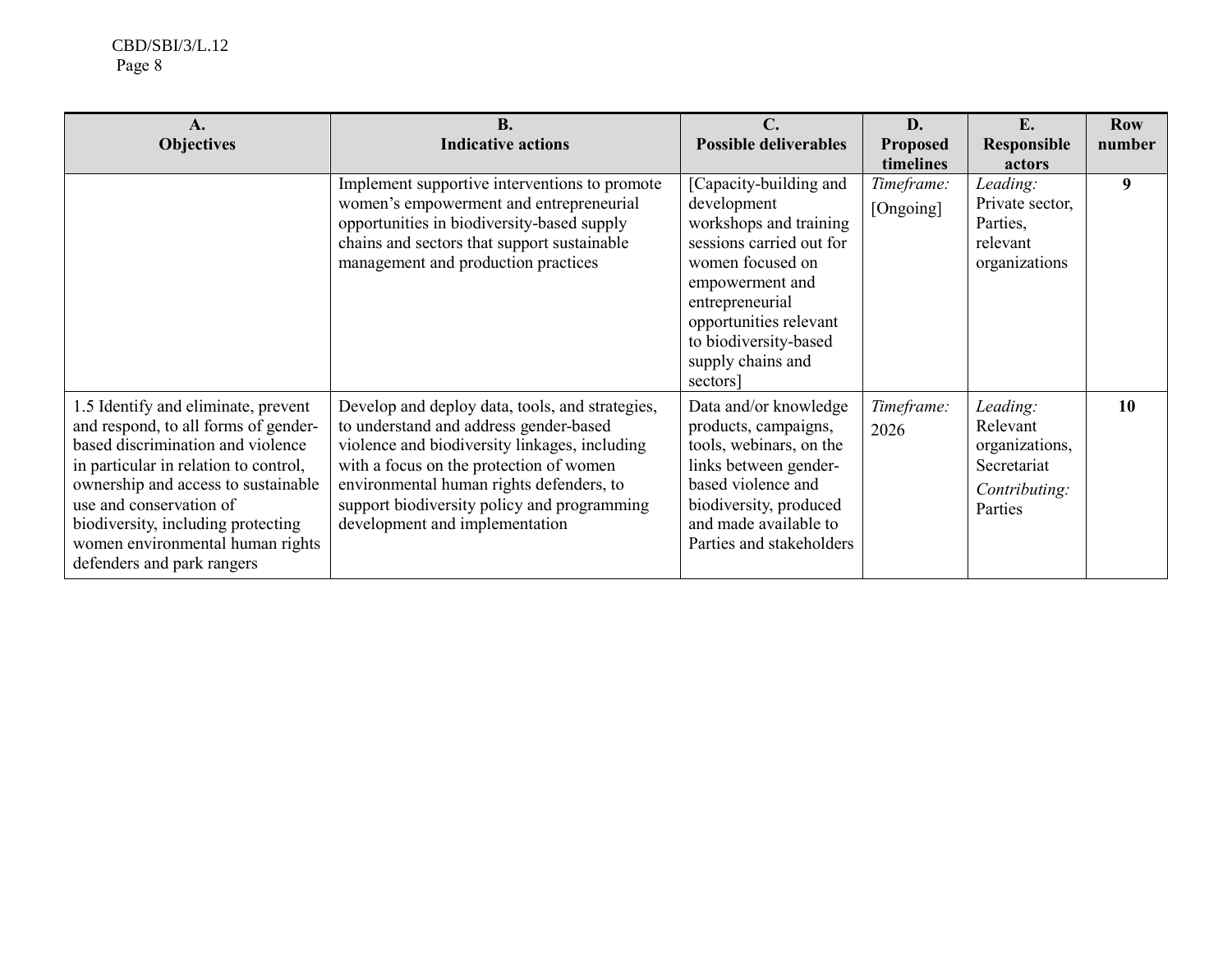| A. Objectives | B. Indicative actions | C. Possible deliverables | D. Proposed timelines | E. Responsible actors | Row number |
|---|---|---|---|---|---|
| | Implement supportive interventions to promote women's empowerment and entrepreneurial opportunities in biodiversity-based supply chains and sectors that support sustainable management and production practices | [Capacity-building and development workshops and training sessions carried out for women focused on empowerment and entrepreneurial opportunities relevant to biodiversity-based supply chains and sectors] | *Timeframe:* [Ongoing] | *Leading:* Private sector, Parties, relevant organizations | **9** |
| 1.5 Identify and eliminate, prevent and respond, to all forms of gender-based discrimination and violence in particular in relation to control, ownership and access to sustainable use and conservation of biodiversity, including protecting women environmental human rights defenders and park rangers | Develop and deploy data, tools, and strategies, to understand and address gender-based violence and biodiversity linkages, including with a focus on the protection of women environmental human rights defenders, to support biodiversity policy and programming development and implementation | Data and/or knowledge products, campaigns, tools, webinars, on the links between gender-based violence and biodiversity, produced and made available to Parties and stakeholders | *Timeframe:* 2026 | *Leading:* Relevant organizations, Secretariat *Contributing:* Parties | **10** |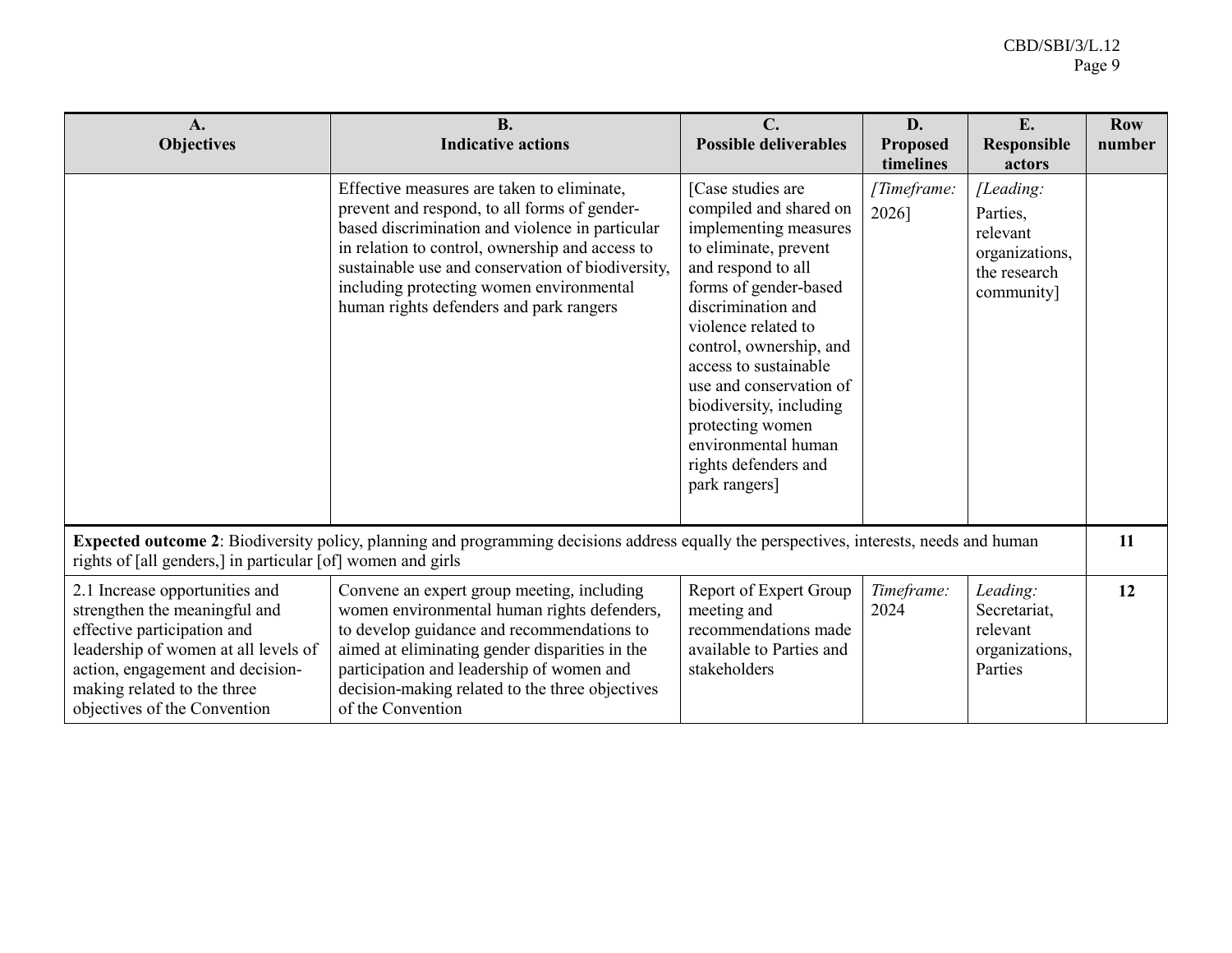| A. Objectives | B. Indicative actions | C. Possible deliverables | D. Proposed timelines | E. Responsible actors | Row number |
|---|---|---|---|---|---|
| | Effective measures are taken to eliminate, prevent and respond, to all forms of gender-based discrimination and violence in particular in relation to control, ownership and access to sustainable use and conservation of biodiversity, including protecting women environmental human rights defenders and park rangers | [Case studies are compiled and shared on implementing measures to eliminate, prevent and respond to all forms of gender-based discrimination and violence related to control, ownership, and access to sustainable use and conservation of biodiversity, including protecting women environmental human rights defenders and park rangers] | *[Timeframe:* 2026] | *[Leading:* Parties, relevant organizations, the research community] | |
| **Expected outcome 2**: Biodiversity policy, planning and programming decisions address equally the perspectives, interests, needs and human rights of [all genders,] in particular [of] women and girls | | | | | **11** |
| 2.1 Increase opportunities and strengthen the meaningful and effective participation and leadership of women at all levels of action, engagement and decision-making related to the three objectives of the Convention | Convene an expert group meeting, including women environmental human rights defenders, to develop guidance and recommendations to aimed at eliminating gender disparities in the participation and leadership of women and decision-making related to the three objectives of the Convention | Report of Expert Group meeting and recommendations made available to Parties and stakeholders | *Timeframe:* 2024 | *Leading:* Secretariat, relevant organizations, Parties | **12** |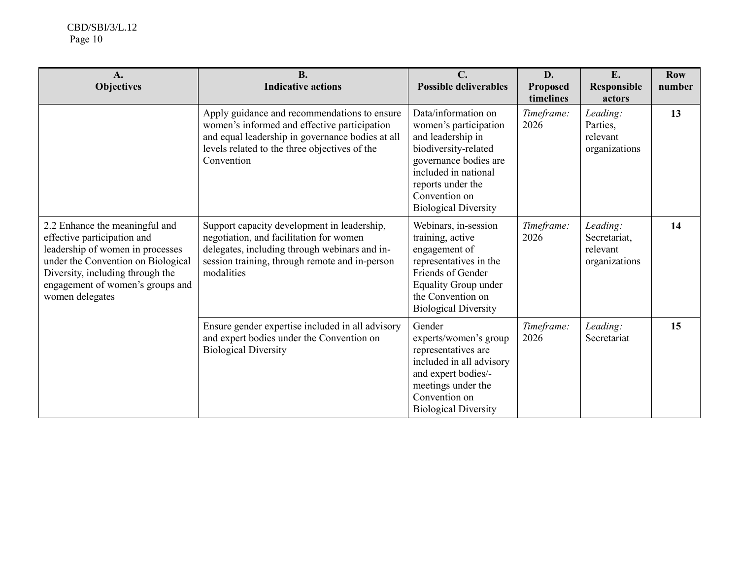| A.<br>Objectives | B.<br>Indicative actions | C.<br>Possible deliverables | D.<br>Proposed timelines | E.<br>Responsible actors | Row number |
|---|---|---|---|---|---|
| | Apply guidance and recommendations to ensure women's informed and effective participation and equal leadership in governance bodies at all levels related to the three objectives of the Convention | Data/information on women's participation and leadership in biodiversity-related governance bodies are included in national reports under the Convention on Biological Diversity | *Timeframe:* 2026 | *Leading:* Parties, relevant organizations | **13** |
| 2.2 Enhance the meaningful and effective participation and leadership of women in processes under the Convention on Biological Diversity, including through the engagement of women's groups and women delegates | Support capacity development in leadership, negotiation, and facilitation for women delegates, including through webinars and in-session training, through remote and in-person modalities | Webinars, in-session training, active engagement of representatives in the Friends of Gender Equality Group under the Convention on Biological Diversity | *Timeframe:* 2026 | *Leading:* Secretariat, relevant organizations | **14** |
| | Ensure gender expertise included in all advisory and expert bodies under the Convention on Biological Diversity | Gender experts/women's group representatives are included in all advisory and expert bodies/-meetings under the Convention on Biological Diversity | *Timeframe:* 2026 | *Leading:* Secretariat | **15** |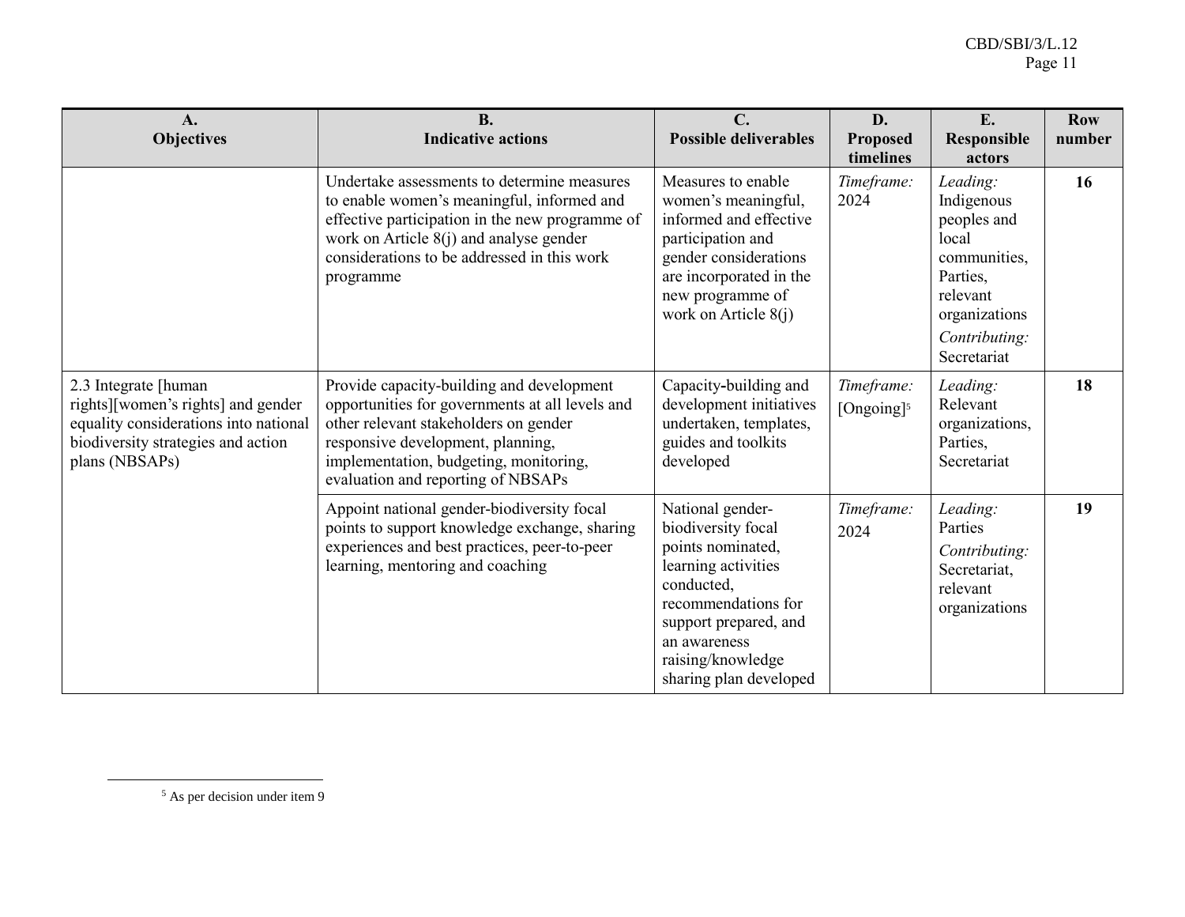| A. Objectives | B. Indicative actions | C. Possible deliverables | D. Proposed timelines | E. Responsible actors | Row number |
|---|---|---|---|---|---|
| | Undertake assessments to determine measures to enable women's meaningful, informed and effective participation in the new programme of work on Article 8(j) and analyse gender considerations to be addressed in this work programme | Measures to enable women's meaningful, informed and effective participation and gender considerations are incorporated in the new programme of work on Article 8(j) | *Timeframe:* 2024 | *Leading:* Indigenous peoples and local communities, Parties, relevant organizations *Contributing:* Secretariat | **16** |
| 2.3 Integrate [human rights][women's rights] and gender equality considerations into national biodiversity strategies and action plans (NBSAPs) | Provide capacity-building and development opportunities for governments at all levels and other relevant stakeholders on gender responsive development, planning, implementation, budgeting, monitoring, evaluation and reporting of NBSAPs | Capacity-building and development initiatives undertaken, templates, guides and toolkits developed | *Timeframe:* [Ongoing][5] | *Leading:* Relevant organizations, Parties, Secretariat | **18** |
| | Appoint national gender-biodiversity focal points to support knowledge exchange, sharing experiences and best practices, peer-to-peer learning, mentoring and coaching | National gender-biodiversity focal points nominated, learning activities conducted, recommendations for support prepared, and an awareness raising/knowledge sharing plan developed | *Timeframe:* 2024 | *Leading:* Parties *Contributing:* Secretariat, relevant organizations | **19** |

[5] As per decision under item 9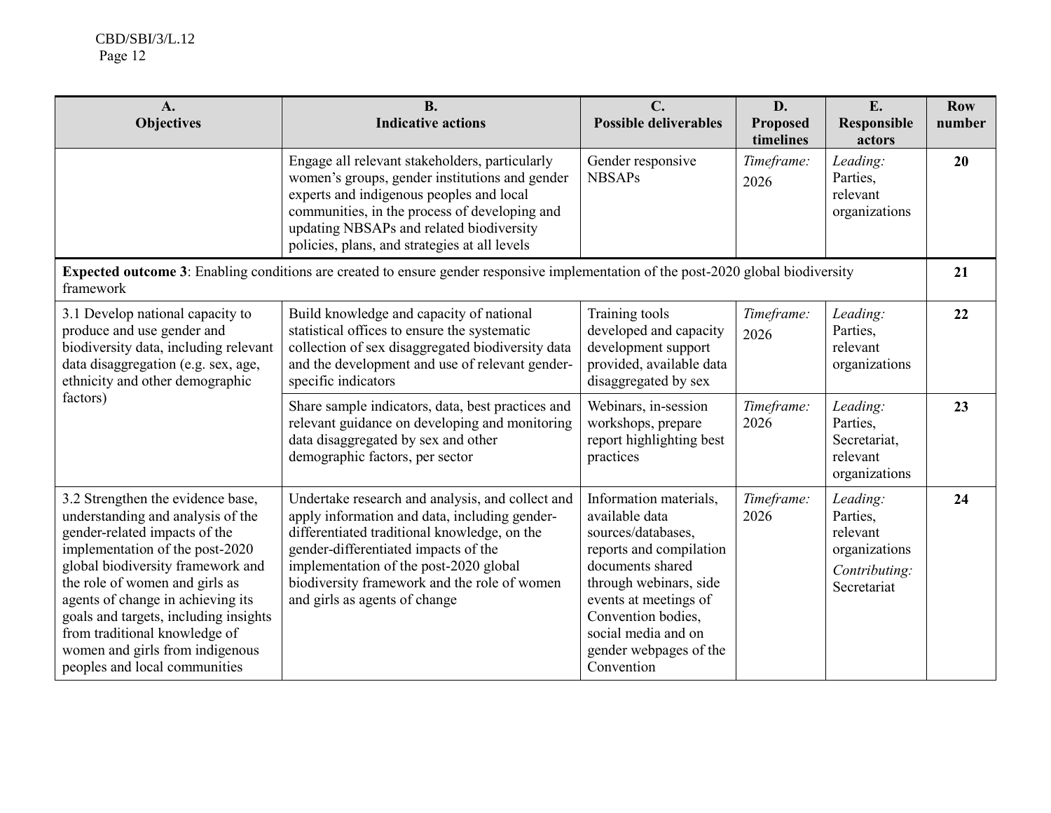| A. Objectives | B. Indicative actions | C. Possible deliverables | D. Proposed timelines | E. Responsible actors | Row number |
|---|---|---|---|---|---|
| | Engage all relevant stakeholders, particularly women's groups, gender institutions and gender experts and indigenous peoples and local communities, in the process of developing and updating NBSAPs and related biodiversity policies, plans, and strategies at all levels | Gender responsive NBSAPs | *Timeframe:* 2026 | *Leading:* Parties, relevant organizations | **20** |
| **Expected outcome 3**: Enabling conditions are created to ensure gender responsive implementation of the post-2020 global biodiversity framework | | | | | **21** |
| 3.1 Develop national capacity to produce and use gender and biodiversity data, including relevant data disaggregation (e.g. sex, age, ethnicity and other demographic factors) | Build knowledge and capacity of national statistical offices to ensure the systematic collection of sex disaggregated biodiversity data and the development and use of relevant gender-specific indicators | Training tools developed and capacity development support provided, available data disaggregated by sex | *Timeframe:* 2026 | *Leading:* Parties, relevant organizations | **22** |
| | Share sample indicators, data, best practices and relevant guidance on developing and monitoring data disaggregated by sex and other demographic factors, per sector | Webinars, in-session workshops, prepare report highlighting best practices | *Timeframe:* 2026 | *Leading:* Parties, Secretariat, relevant organizations | **23** |
| 3.2 Strengthen the evidence base, understanding and analysis of the gender-related impacts of the implementation of the post-2020 global biodiversity framework and the role of women and girls as agents of change in achieving its goals and targets, including insights from traditional knowledge of women and girls from indigenous peoples and local communities | Undertake research and analysis, and collect and apply information and data, including gender-differentiated traditional knowledge, on the gender-differentiated impacts of the implementation of the post-2020 global biodiversity framework and the role of women and girls as agents of change | Information materials, available data sources/databases, reports and compilation documents shared through webinars, side events at meetings of Convention bodies, social media and on gender webpages of the Convention | *Timeframe:* 2026 | *Leading:* Parties, relevant organizations *Contributing:* Secretariat | **24** |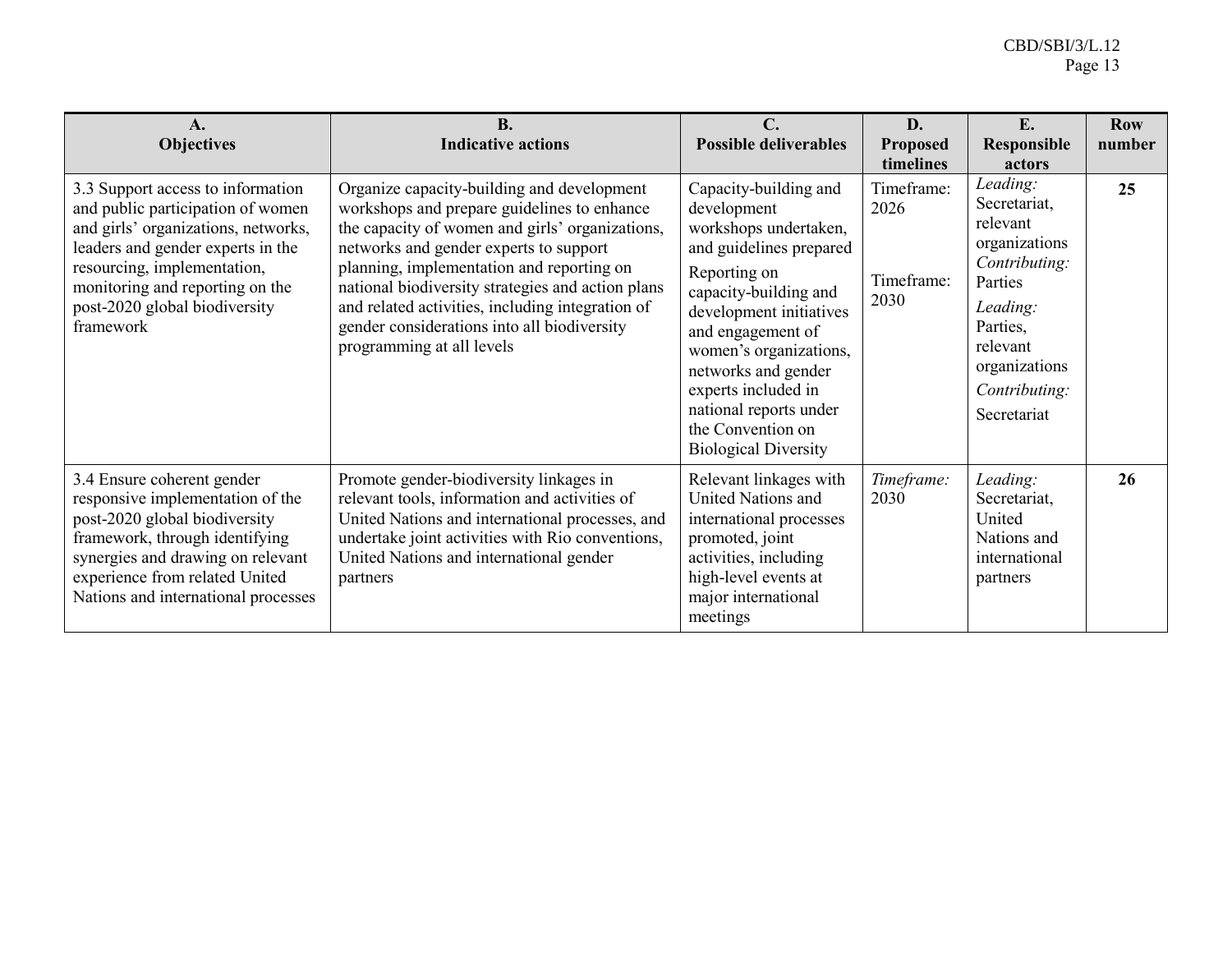| A. Objectives | B. Indicative actions | C. Possible deliverables | D. Proposed timelines | E. Responsible actors | Row number |
|---|---|---|---|---|---|
| 3.3 Support access to information and public participation of women and girls' organizations, networks, leaders and gender experts in the resourcing, implementation, monitoring and reporting on the post-2020 global biodiversity framework | Organize capacity-building and development workshops and prepare guidelines to enhance the capacity of women and girls' organizations, networks and gender experts to support planning, implementation and reporting on national biodiversity strategies and action plans and related activities, including integration of gender considerations into all biodiversity programming at all levels | Capacity-building and development workshops undertaken, and guidelines prepared<br><br>Reporting on capacity-building and development initiatives and engagement of women's organizations, networks and gender experts included in national reports under the Convention on Biological Diversity | Timeframe: 2026<br><br>Timeframe: 2030 | *Leading:* Secretariat, relevant organizations<br>*Contributing:* Parties<br><br>*Leading:* Parties, relevant organizations<br>*Contributing:* Secretariat | **25** |
| 3.4 Ensure coherent gender responsive implementation of the post-2020 global biodiversity framework, through identifying synergies and drawing on relevant experience from related United Nations and international processes | Promote gender-biodiversity linkages in relevant tools, information and activities of United Nations and international processes, and undertake joint activities with Rio conventions, United Nations and international gender partners | Relevant linkages with United Nations and international processes promoted, joint activities, including high-level events at major international meetings | *Timeframe:* 2030 | *Leading:* Secretariat, United Nations and international partners | **26** |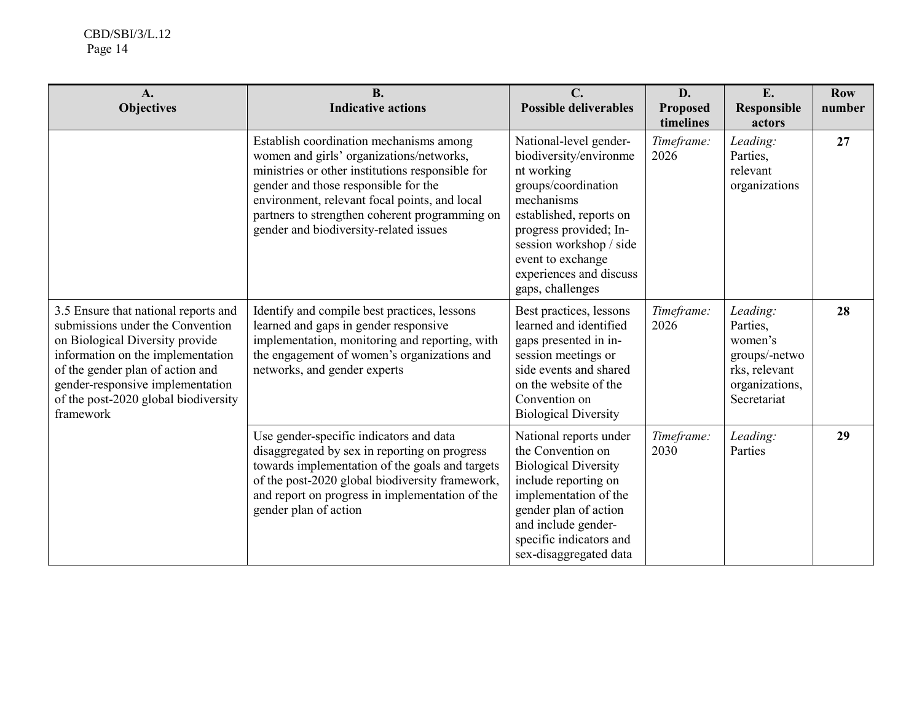| A. Objectives | B. Indicative actions | C. Possible deliverables | D. Proposed timelines | E. Responsible actors | Row number |
|---|---|---|---|---|---|
| | Establish coordination mechanisms among women and girls' organizations/networks, ministries or other institutions responsible for gender and those responsible for the environment, relevant focal points, and local partners to strengthen coherent programming on gender and biodiversity-related issues | National-level gender-biodiversity/environment working groups/coordination mechanisms established, reports on progress provided; In-session workshop / side event to exchange experiences and discuss gaps, challenges | *Timeframe:* 2026 | *Leading:* Parties, relevant organizations | **27** |
| 3.5 Ensure that national reports and submissions under the Convention on Biological Diversity provide information on the implementation of the gender plan of action and gender-responsive implementation of the post-2020 global biodiversity framework | Identify and compile best practices, lessons learned and gaps in gender responsive implementation, monitoring and reporting, with the engagement of women's organizations and networks, and gender experts | Best practices, lessons learned and identified gaps presented in in-session meetings or side events and shared on the website of the Convention on Biological Diversity | *Timeframe:* 2026 | *Leading:* Parties, women's groups/-networks, relevant organizations, Secretariat | **28** |
| | Use gender-specific indicators and data disaggregated by sex in reporting on progress towards implementation of the goals and targets of the post-2020 global biodiversity framework, and report on progress in implementation of the gender plan of action | National reports under the Convention on Biological Diversity include reporting on implementation of the gender plan of action and include gender-specific indicators and sex-disaggregated data | *Timeframe:* 2030 | *Leading:* Parties | **29** |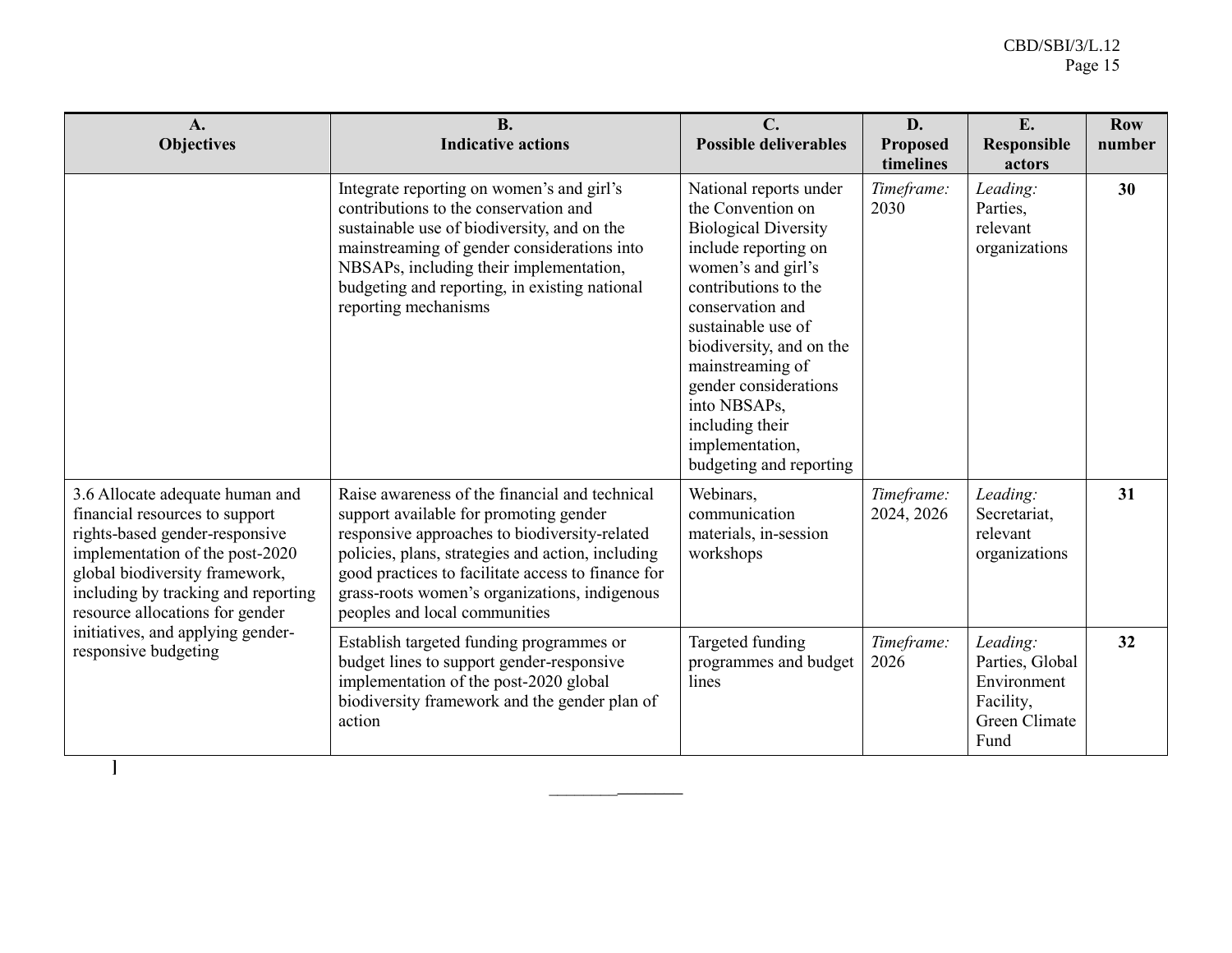| A. Objectives | B. Indicative actions | C. Possible deliverables | D. Proposed timelines | E. Responsible actors | Row number |
|---|---|---|---|---|---|
| | Integrate reporting on women's and girl's contributions to the conservation and sustainable use of biodiversity, and on the mainstreaming of gender considerations into NBSAPs, including their implementation, budgeting and reporting, in existing national reporting mechanisms | National reports under the Convention on Biological Diversity include reporting on women's and girl's contributions to the conservation and sustainable use of biodiversity, and on the mainstreaming of gender considerations into NBSAPs, including their implementation, budgeting and reporting | *Timeframe:* 2030 | *Leading:* Parties, relevant organizations | **30** |
| 3.6 Allocate adequate human and financial resources to support rights-based gender-responsive implementation of the post-2020 global biodiversity framework, including by tracking and reporting resource allocations for gender initiatives, and applying gender-responsive budgeting | Raise awareness of the financial and technical support available for promoting gender responsive approaches to biodiversity-related policies, plans, strategies and action, including good practices to facilitate access to finance for grass-roots women's organizations, indigenous peoples and local communities | Webinars, communication materials, in-session workshops | *Timeframe:* 2024, 2026 | *Leading:* Secretariat, relevant organizations | **31** |
| | Establish targeted funding programmes or budget lines to support gender-responsive implementation of the post-2020 global biodiversity framework and the gender plan of action | Targeted funding programmes and budget lines | *Timeframe:* 2026 | *Leading:* Parties, Global Environment Facility, Green Climate Fund | **32** |

]

__________